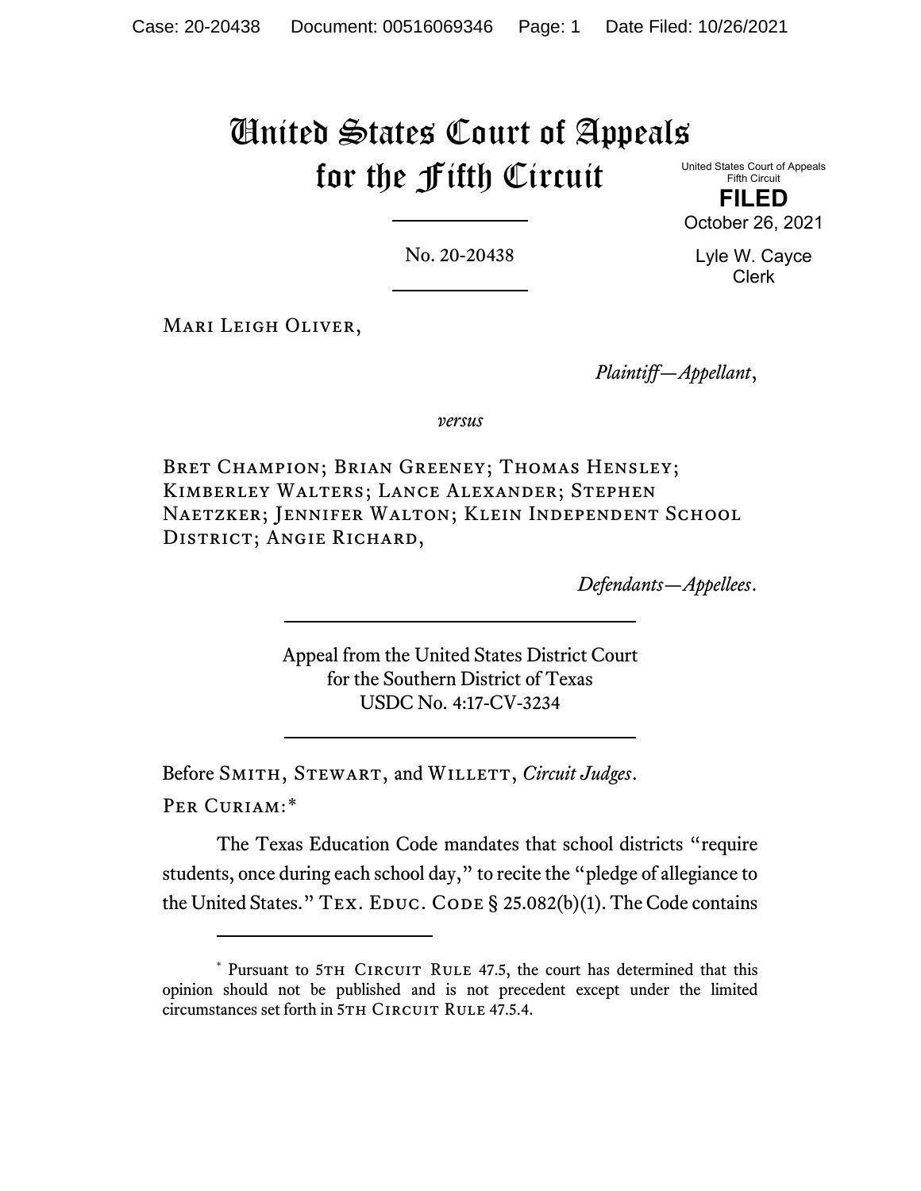# United States Court of Appeals for the Fifth Circuit

United States Court of Appeals
Fifth Circuit

**FILED**

October 26, 2021

Lyle W. Cayce
Clerk

No. 20-20438

Mari Leigh Oliver,

*Plaintiff—Appellant*,

*versus*

Bret Champion; Brian Greeney; Thomas Hensley; Kimberley Walters; Lance Alexander; Stephen Naetzker; Jennifer Walton; Klein Independent School District; Angie Richard,

*Defendants—Appellees*.

Appeal from the United States District Court
for the Southern District of Texas
USDC No. 4:17-CV-3234

Before Smith, Stewart, and Willett, *Circuit Judges*.

Per Curiam:*

The Texas Education Code mandates that school districts "require students, once during each school day," to recite the "pledge of allegiance to the United States." Tex. Educ. Code § 25.082(b)(1). The Code contains

---

\* Pursuant to 5th Circuit Rule 47.5, the court has determined that this opinion should not be published and is not precedent except under the limited circumstances set forth in 5th Circuit Rule 47.5.4.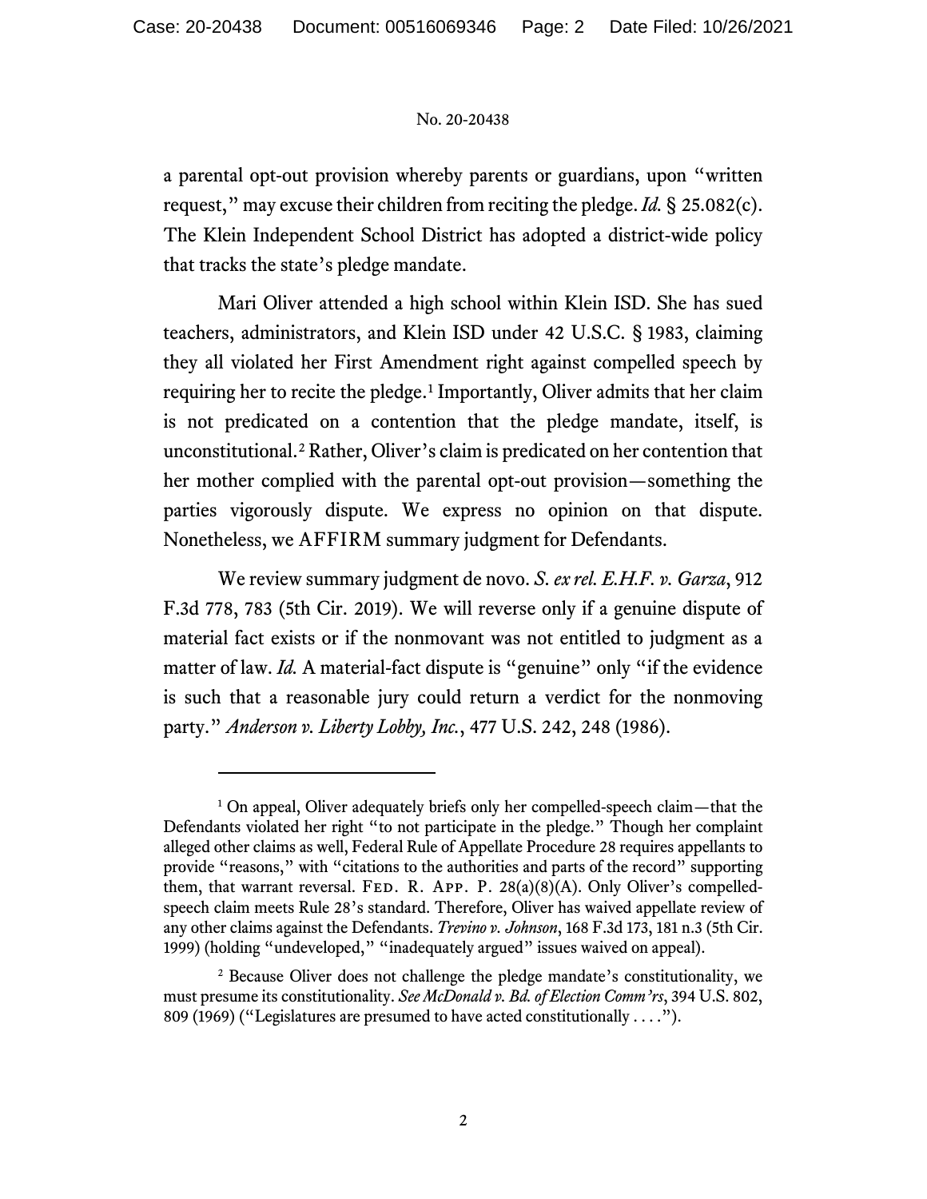a parental opt-out provision whereby parents or guardians, upon "written request," may excuse their children from reciting the pledge. *Id.* § 25.082(c). The Klein Independent School District has adopted a district-wide policy that tracks the state's pledge mandate.

Mari Oliver attended a high school within Klein ISD. She has sued teachers, administrators, and Klein ISD under 42 U.S.C. § 1983, claiming they all violated her First Amendment right against compelled speech by requiring her to recite the pledge.[1] Importantly, Oliver admits that her claim is not predicated on a contention that the pledge mandate, itself, is unconstitutional.[2] Rather, Oliver's claim is predicated on her contention that her mother complied with the parental opt-out provision—something the parties vigorously dispute. We express no opinion on that dispute. Nonetheless, we AFFIRM summary judgment for Defendants.

We review summary judgment de novo. *S. ex rel. E.H.F. v. Garza*, 912 F.3d 778, 783 (5th Cir. 2019). We will reverse only if a genuine dispute of material fact exists or if the nonmovant was not entitled to judgment as a matter of law. *Id.* A material-fact dispute is "genuine" only "if the evidence is such that a reasonable jury could return a verdict for the nonmoving party." *Anderson v. Liberty Lobby, Inc.*, 477 U.S. 242, 248 (1986).

---

[1] On appeal, Oliver adequately briefs only her compelled-speech claim—that the Defendants violated her right "to not participate in the pledge." Though her complaint alleged other claims as well, Federal Rule of Appellate Procedure 28 requires appellants to provide "reasons," with "citations to the authorities and parts of the record" supporting them, that warrant reversal. Fed. R. App. P. 28(a)(8)(A). Only Oliver's compelled-speech claim meets Rule 28's standard. Therefore, Oliver has waived appellate review of any other claims against the Defendants. *Trevino v. Johnson*, 168 F.3d 173, 181 n.3 (5th Cir. 1999) (holding "undeveloped," "inadequately argued" issues waived on appeal).

[2] Because Oliver does not challenge the pledge mandate's constitutionality, we must presume its constitutionality. *See McDonald v. Bd. of Election Comm'rs*, 394 U.S. 802, 809 (1969) ("Legislatures are presumed to have acted constitutionally . . . .").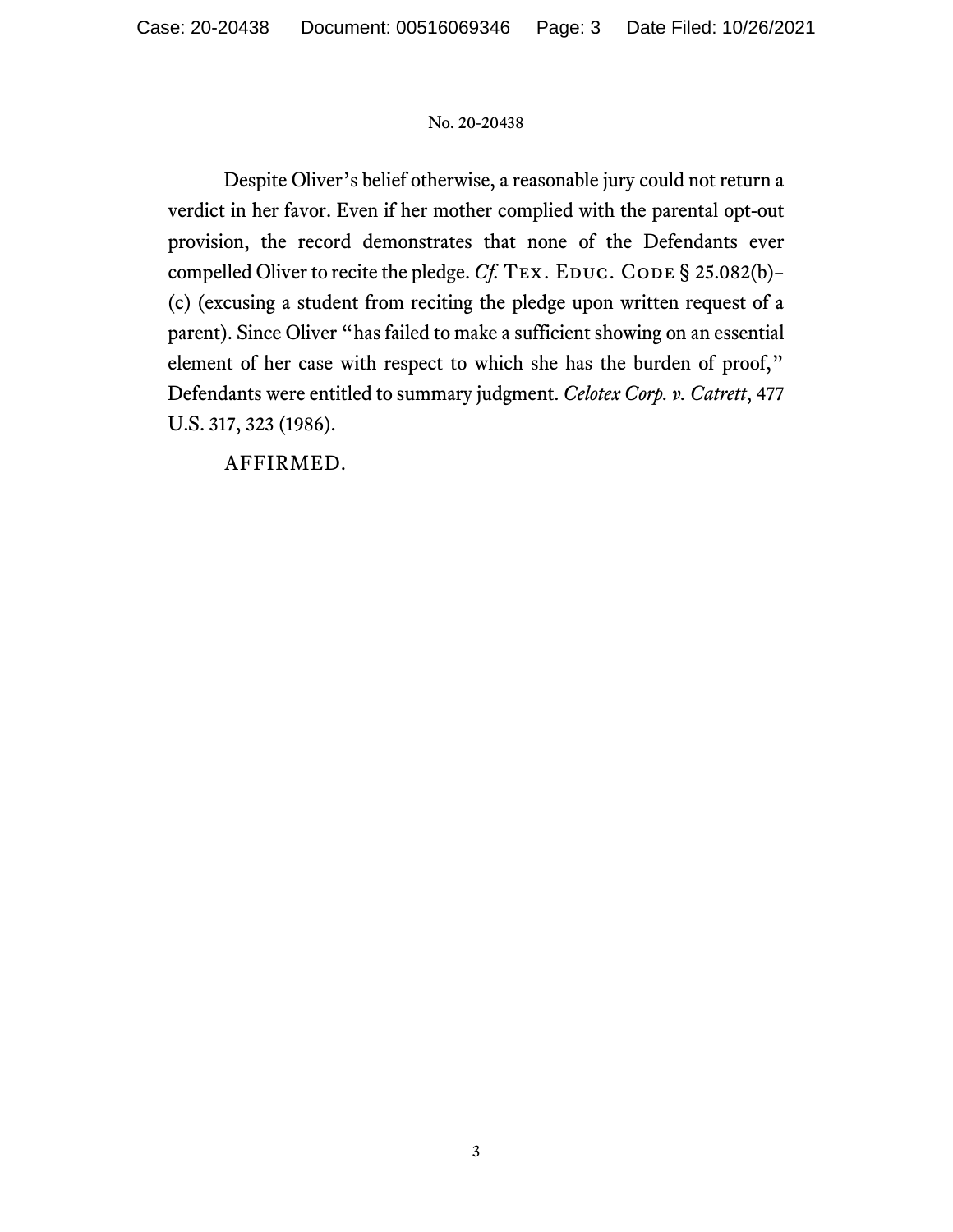Despite Oliver's belief otherwise, a reasonable jury could not return a verdict in her favor. Even if her mother complied with the parental opt-out provision, the record demonstrates that none of the Defendants ever compelled Oliver to recite the pledge. *Cf.* Tex. Educ. Code § 25.082(b)–(c) (excusing a student from reciting the pledge upon written request of a parent). Since Oliver "has failed to make a sufficient showing on an essential element of her case with respect to which she has the burden of proof," Defendants were entitled to summary judgment. *Celotex Corp. v. Catrett*, 477 U.S. 317, 323 (1986).

AFFIRMED.